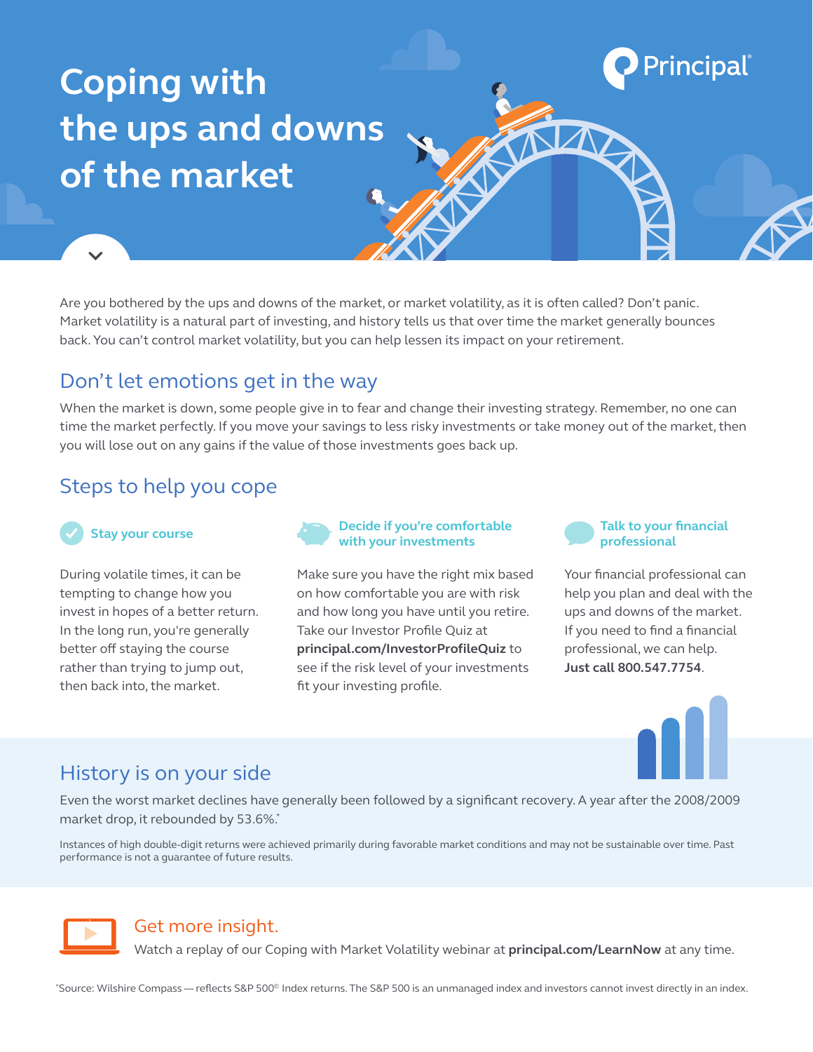# Coping with the ups and downs of the market

Principal®

Are you bothered by the ups and downs of the market, or market volatility, as it is often called? Don't panic. Market volatility is a natural part of investing, and history tells us that over time the market generally bounces back. You can't control market volatility, but you can help lessen its impact on your retirement.

## Don't let emotions get in the way

When the market is down, some people give in to fear and change their investing strategy. Remember, no one can time the market perfectly. If you move your savings to less risky investments or take money out of the market, then you will lose out on any gains if the value of those investments goes back up.

## Steps to help you cope

### Stay your course

During volatile times, it can be tempting to change how you invest in hopes of a better return. In the long run, you're generally better off staying the course rather than trying to jump out, then back into, the market.

### Decide if you're comfortable with your investments

Make sure you have the right mix based on how comfortable you are with risk and how long you have until you retire. Take our Investor Profile Quiz at **principal.com/InvestorProfileQuiz** to see if the risk level of your investments fit your investing profile.

### Talk to your financial professional

Your financial professional can help you plan and deal with the ups and downs of the market. If you need to find a financial professional, we can help. **Just call 800.547.7754**.

## History is on your side

Even the worst market declines have generally been followed by a significant recovery. A year after the 2008/2009 market drop, it rebounded by 53.6%.*

Instances of high double-digit returns were achieved primarily during favorable market conditions and may not be sustainable over time. Past performance is not a guarantee of future results.

## Get more insight.

Watch a replay of our Coping with Market Volatility webinar at **principal.com/LearnNow** at any time.

*Source: Wilshire Compass — reflects S&P 500® Index returns. The S&P 500 is an unmanaged index and investors cannot invest directly in an index.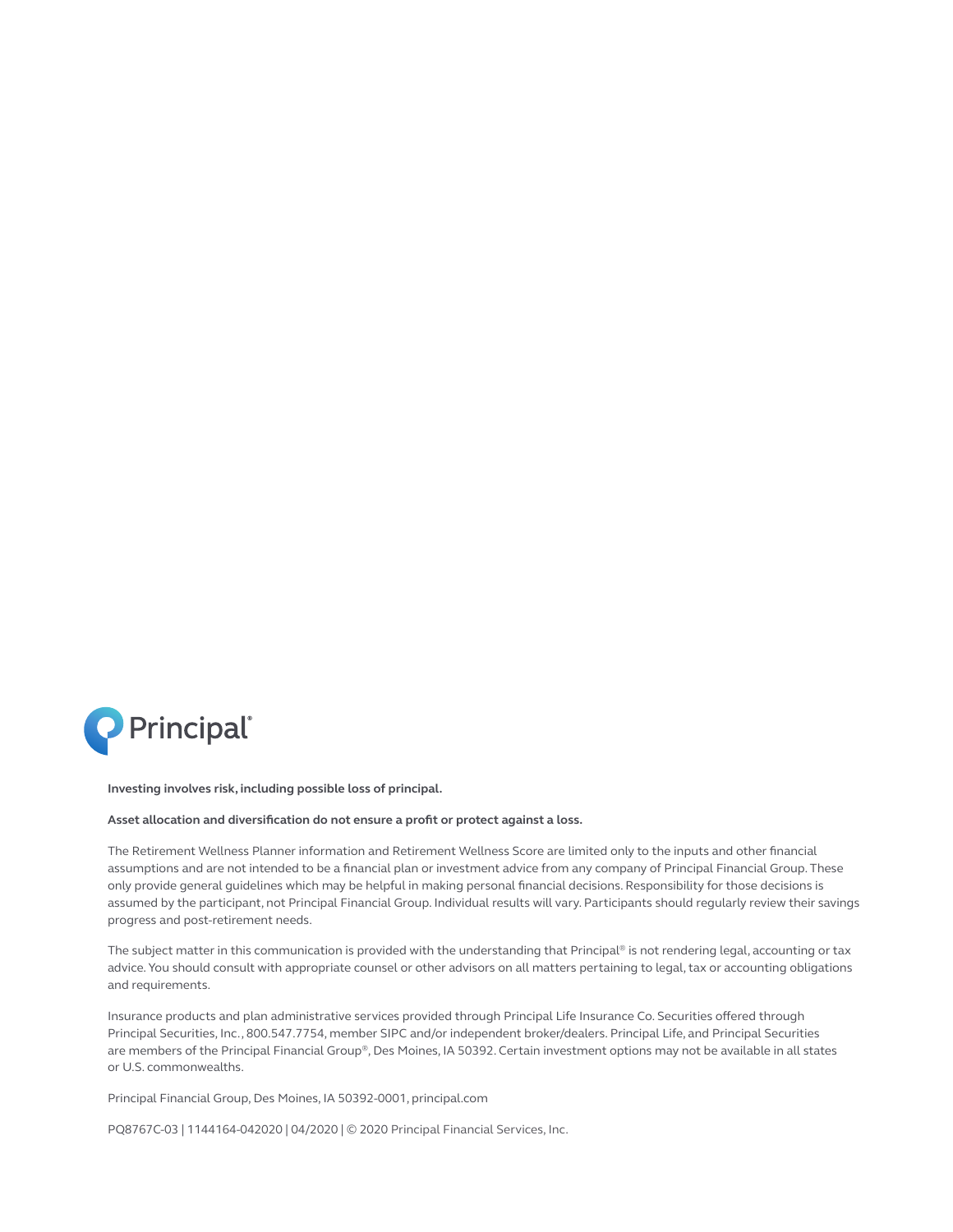Principal®

**Investing involves risk, including possible loss of principal.**

**Asset allocation and diversification do not ensure a profit or protect against a loss.**

The Retirement Wellness Planner information and Retirement Wellness Score are limited only to the inputs and other financial assumptions and are not intended to be a financial plan or investment advice from any company of Principal Financial Group. These only provide general guidelines which may be helpful in making personal financial decisions. Responsibility for those decisions is assumed by the participant, not Principal Financial Group. Individual results will vary. Participants should regularly review their savings progress and post-retirement needs.

The subject matter in this communication is provided with the understanding that Principal® is not rendering legal, accounting or tax advice. You should consult with appropriate counsel or other advisors on all matters pertaining to legal, tax or accounting obligations and requirements.

Insurance products and plan administrative services provided through Principal Life Insurance Co. Securities offered through Principal Securities, Inc., 800.547.7754, member SIPC and/or independent broker/dealers. Principal Life, and Principal Securities are members of the Principal Financial Group®, Des Moines, IA 50392. Certain investment options may not be available in all states or U.S. commonwealths.

Principal Financial Group, Des Moines, IA 50392-0001, principal.com

PQ8767C-03 | 1144164-042020 | 04/2020 | © 2020 Principal Financial Services, Inc.